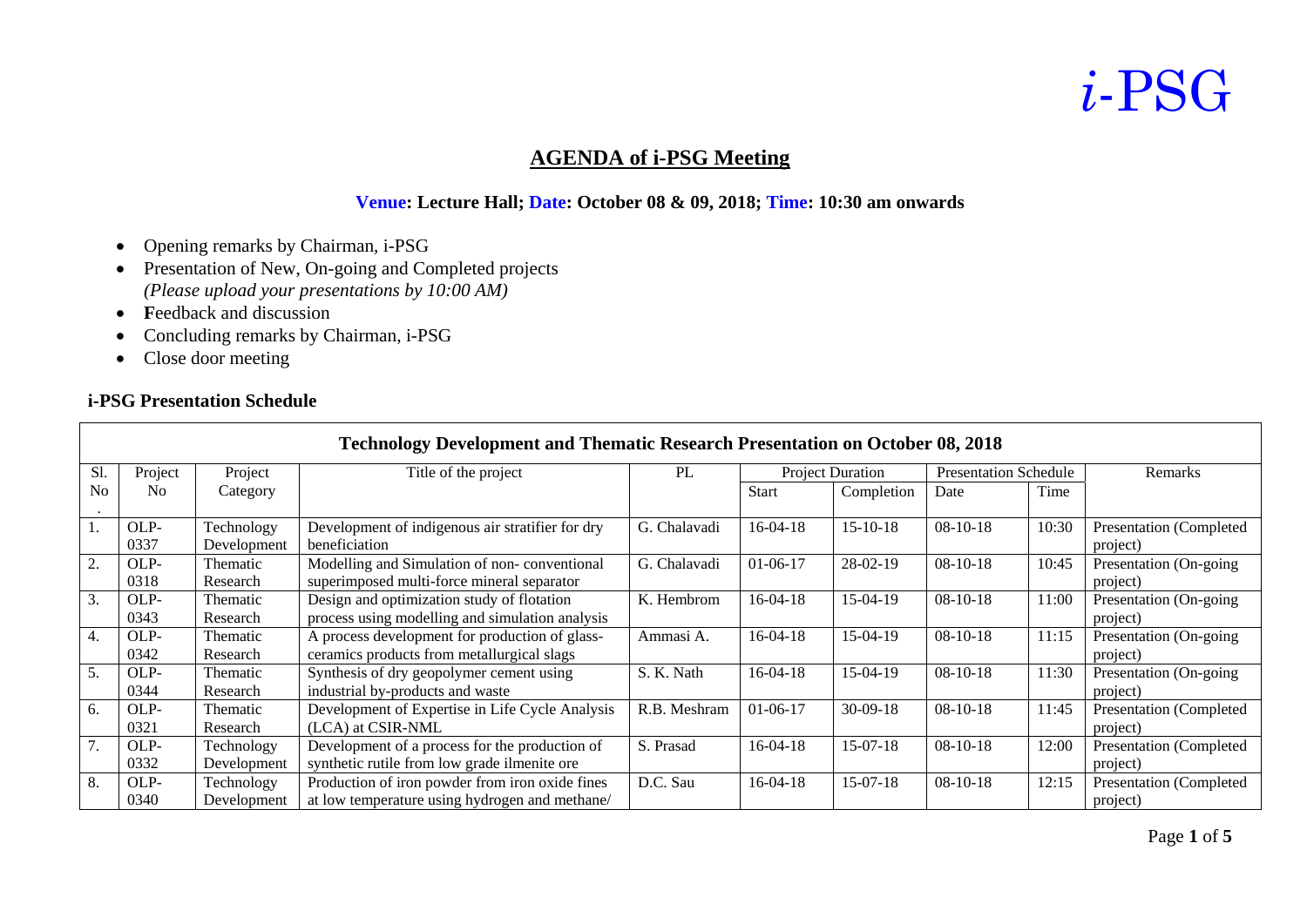# *i*-PSG

## AGENDA of i-PSG Meeting

**Venue: Lecture Hall; Date: October 08 & 09, 2018; Time: 10:30 am onwards**

- Opening remarks by Chairman, i-PSG
- Presentation of New, On-going and Completed projects
  *(Please upload your presentations by 10:00 AM)*
- **F**eedback and discussion
- Concluding remarks by Chairman, i-PSG
- Close door meeting

### i-PSG Presentation Schedule

| Technology Development and Thematic Research Presentation on October 08, 2018 | | | | | | | | | |
|---|---|---|---|---|---|---|---|---|---|
| Sl. No. | Project No | Project Category | Title of the project | PL | Project Duration | | Presentation Schedule | | Remarks |
| | | | | | Start | Completion | Date | Time | |
| 1. | OLP-0337 | Technology Development | Development of indigenous air stratifier for dry beneficiation | G. Chalavadi | 16-04-18 | 15-10-18 | 08-10-18 | 10:30 | Presentation (Completed project) |
| 2. | OLP-0318 | Thematic Research | Modelling and Simulation of non- conventional superimposed multi-force mineral separator | G. Chalavadi | 01-06-17 | 28-02-19 | 08-10-18 | 10:45 | Presentation (On-going project) |
| 3. | OLP-0343 | Thematic Research | Design and optimization study of flotation process using modelling and simulation analysis | K. Hembrom | 16-04-18 | 15-04-19 | 08-10-18 | 11:00 | Presentation (On-going project) |
| 4. | OLP-0342 | Thematic Research | A process development for production of glass-ceramics products from metallurgical slags | Ammasi A. | 16-04-18 | 15-04-19 | 08-10-18 | 11:15 | Presentation (On-going project) |
| 5. | OLP-0344 | Thematic Research | Synthesis of dry geopolymer cement using industrial by-products and waste | S. K. Nath | 16-04-18 | 15-04-19 | 08-10-18 | 11:30 | Presentation (On-going project) |
| 6. | OLP-0321 | Thematic Research | Development of Expertise in Life Cycle Analysis (LCA) at CSIR-NML | R.B. Meshram | 01-06-17 | 30-09-18 | 08-10-18 | 11:45 | Presentation (Completed project) |
| 7. | OLP-0332 | Technology Development | Development of a process for the production of synthetic rutile from low grade ilmenite ore | S. Prasad | 16-04-18 | 15-07-18 | 08-10-18 | 12:00 | Presentation (Completed project) |
| 8. | OLP-0340 | Technology Development | Production of iron powder from iron oxide fines at low temperature using hydrogen and methane/ | D.C. Sau | 16-04-18 | 15-07-18 | 08-10-18 | 12:15 | Presentation (Completed project) |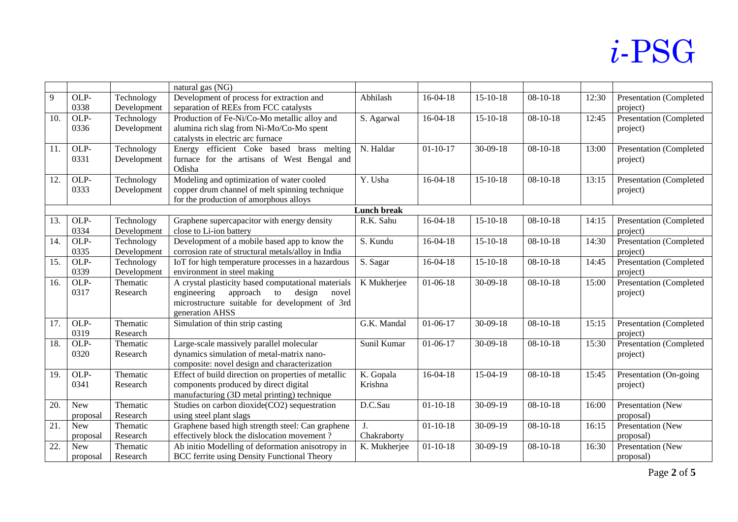|  |  |  | natural gas (NG) |  |  |  |  |  |  |
|---|---|---|---|---|---|---|---|---|---|
| 9 | OLP-0338 | Technology Development | Development of process for extraction and separation of REEs from FCC catalysts | Abhilash | 16-04-18 | 15-10-18 | 08-10-18 | 12:30 | Presentation (Completed project) |
| 10. | OLP-0336 | Technology Development | Production of Fe-Ni/Co-Mo metallic alloy and alumina rich slag from Ni-Mo/Co-Mo spent catalysts in electric arc furnace | S. Agarwal | 16-04-18 | 15-10-18 | 08-10-18 | 12:45 | Presentation (Completed project) |
| 11. | OLP-0331 | Technology Development | Energy efficient Coke based brass melting furnace for the artisans of West Bengal and Odisha | N. Haldar | 01-10-17 | 30-09-18 | 08-10-18 | 13:00 | Presentation (Completed project) |
| 12. | OLP-0333 | Technology Development | Modeling and optimization of water cooled copper drum channel of melt spinning technique for the production of amorphous alloys | Y. Usha | 16-04-18 | 15-10-18 | 08-10-18 | 13:15 | Presentation (Completed project) |
|  |  |  |  | **Lunch break** |  |  |  |  |  |
| 13. | OLP-0334 | Technology Development | Graphene supercapacitor with energy density close to Li-ion battery | R.K. Sahu | 16-04-18 | 15-10-18 | 08-10-18 | 14:15 | Presentation (Completed project) |
| 14. | OLP-0335 | Technology Development | Development of a mobile based app to know the corrosion rate of structural metals/alloy in India | S. Kundu | 16-04-18 | 15-10-18 | 08-10-18 | 14:30 | Presentation (Completed project) |
| 15. | OLP-0339 | Technology Development | IoT for high temperature processes in a hazardous environment in steel making | S. Sagar | 16-04-18 | 15-10-18 | 08-10-18 | 14:45 | Presentation (Completed project) |
| 16. | OLP-0317 | Thematic Research | A crystal plasticity based computational materials engineering approach to design novel microstructure suitable for development of 3rd generation AHSS | K Mukherjee | 01-06-18 | 30-09-18 | 08-10-18 | 15:00 | Presentation (Completed project) |
| 17. | OLP-0319 | Thematic Research | Simulation of thin strip casting | G.K. Mandal | 01-06-17 | 30-09-18 | 08-10-18 | 15:15 | Presentation (Completed project) |
| 18. | OLP-0320 | Thematic Research | Large-scale massively parallel molecular dynamics simulation of metal-matrix nano-composite: novel design and characterization | Sunil Kumar | 01-06-17 | 30-09-18 | 08-10-18 | 15:30 | Presentation (Completed project) |
| 19. | OLP-0341 | Thematic Research | Effect of build direction on properties of metallic components produced by direct digital manufacturing (3D metal printing) technique | K. Gopala Krishna | 16-04-18 | 15-04-19 | 08-10-18 | 15:45 | Presentation (On-going project) |
| 20. | New proposal | Thematic Research | Studies on carbon dioxide(CO2) sequestration using steel plant slags | D.C.Sau | 01-10-18 | 30-09-19 | 08-10-18 | 16:00 | Presentation (New proposal) |
| 21. | New proposal | Thematic Research | Graphene based high strength steel: Can graphene effectively block the dislocation movement ? | J. Chakraborty | 01-10-18 | 30-09-19 | 08-10-18 | 16:15 | Presentation (New proposal) |
| 22. | New proposal | Thematic Research | Ab initio Modelling of deformation anisotropy in BCC ferrite using Density Functional Theory | K. Mukherjee | 01-10-18 | 30-09-19 | 08-10-18 | 16:30 | Presentation (New proposal) |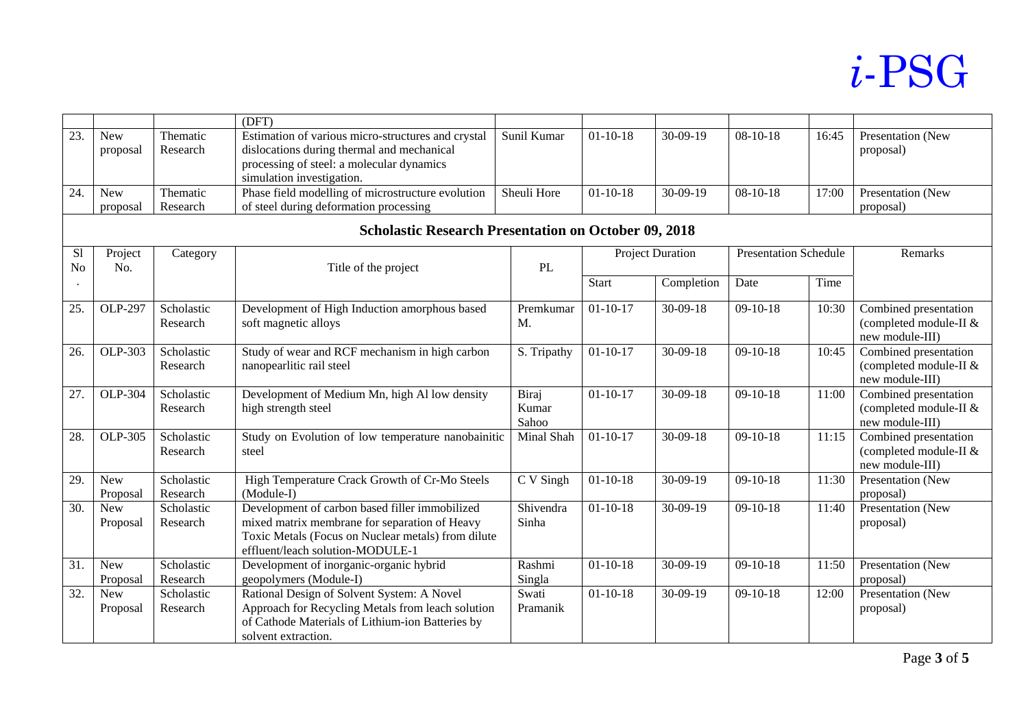*i*-PSG

| | | | (DFT) | | | | | | |
|---|---|---|---|---|---|---|---|---|---|
| 23. | New proposal | Thematic Research | Estimation of various micro-structures and crystal dislocations during thermal and mechanical processing of steel: a molecular dynamics simulation investigation. | Sunil Kumar | 01-10-18 | 30-09-19 | 08-10-18 | 16:45 | Presentation (New proposal) |
| 24. | New proposal | Thematic Research | Phase field modelling of microstructure evolution of steel during deformation processing | Sheuli Hore | 01-10-18 | 30-09-19 | 08-10-18 | 17:00 | Presentation (New proposal) |

## Scholastic Research Presentation on October 09, 2018

| Sl No. | Project No. | Category | Title of the project | PL | Project Duration | | Presentation Schedule | | Remarks |
|---|---|---|---|---|---|---|---|---|---|
| | | | | | Start | Completion | Date | Time | |
| 25. | OLP-297 | Scholastic Research | Development of High Induction amorphous based soft magnetic alloys | Premkumar M. | 01-10-17 | 30-09-18 | 09-10-18 | 10:30 | Combined presentation (completed module-II & new module-III) |
| 26. | OLP-303 | Scholastic Research | Study of wear and RCF mechanism in high carbon nanopearlitic rail steel | S. Tripathy | 01-10-17 | 30-09-18 | 09-10-18 | 10:45 | Combined presentation (completed module-II & new module-III) |
| 27. | OLP-304 | Scholastic Research | Development of Medium Mn, high Al low density high strength steel | Biraj Kumar Sahoo | 01-10-17 | 30-09-18 | 09-10-18 | 11:00 | Combined presentation (completed module-II & new module-III) |
| 28. | OLP-305 | Scholastic Research | Study on Evolution of low temperature nanobainitic steel | Minal Shah | 01-10-17 | 30-09-18 | 09-10-18 | 11:15 | Combined presentation (completed module-II & new module-III) |
| 29. | New Proposal | Scholastic Research | High Temperature Crack Growth of Cr-Mo Steels (Module-I) | C V Singh | 01-10-18 | 30-09-19 | 09-10-18 | 11:30 | Presentation (New proposal) |
| 30. | New Proposal | Scholastic Research | Development of carbon based filler immobilized mixed matrix membrane for separation of Heavy Toxic Metals (Focus on Nuclear metals) from dilute effluent/leach solution-MODULE-1 | Shivendra Sinha | 01-10-18 | 30-09-19 | 09-10-18 | 11:40 | Presentation (New proposal) |
| 31. | New Proposal | Scholastic Research | Development of inorganic-organic hybrid geopolymers (Module-I) | Rashmi Singla | 01-10-18 | 30-09-19 | 09-10-18 | 11:50 | Presentation (New proposal) |
| 32. | New Proposal | Scholastic Research | Rational Design of Solvent System: A Novel Approach for Recycling Metals from leach solution of Cathode Materials of Lithium-ion Batteries by solvent extraction. | Swati Pramanik | 01-10-18 | 30-09-19 | 09-10-18 | 12:00 | Presentation (New proposal) |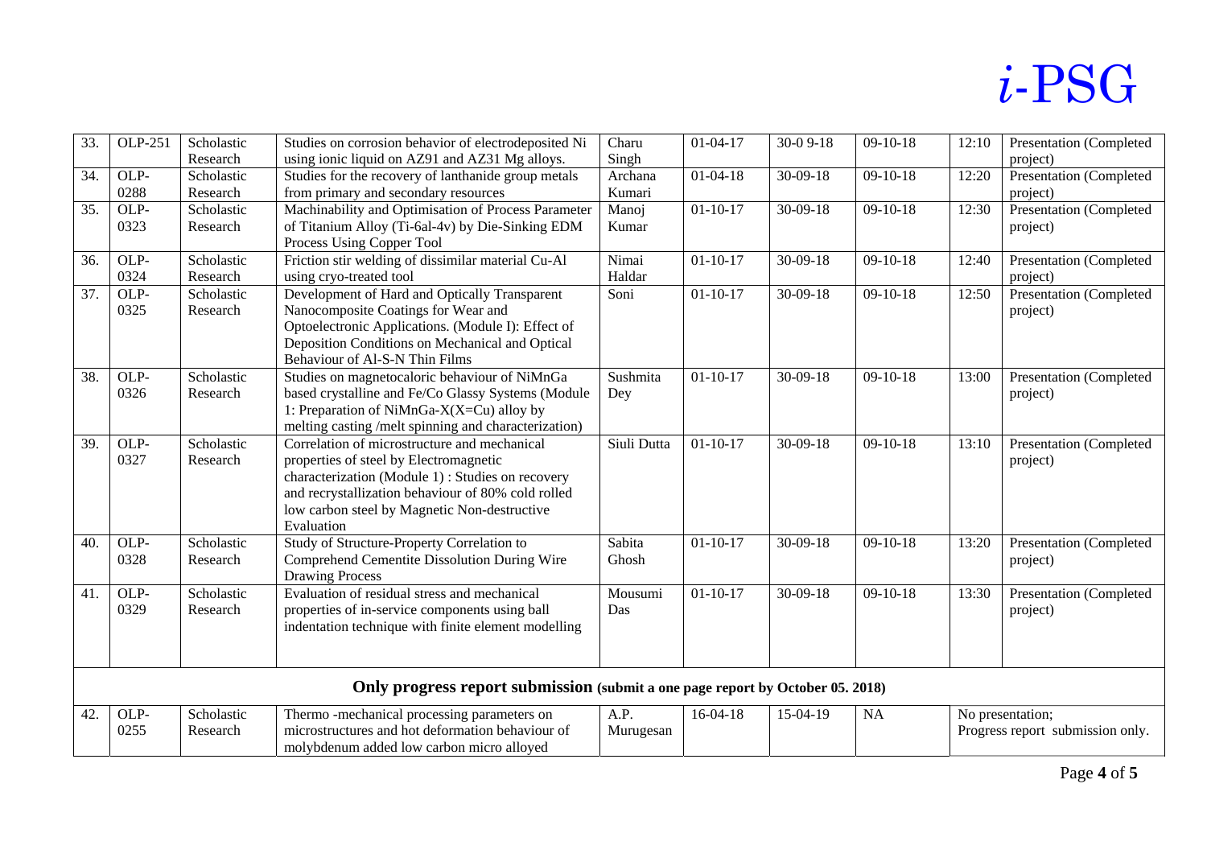# *i*-PSG

| | | | | | | | | | |
|---|---|---|---|---|---|---|---|---|---|
| 33. | OLP-251 | Scholastic Research | Studies on corrosion behavior of electrodeposited Ni using ionic liquid on AZ91 and AZ31 Mg alloys. | Charu Singh | 01-04-17 | 30-0 9-18 | 09-10-18 | 12:10 | Presentation (Completed project) |
| 34. | OLP-0288 | Scholastic Research | Studies for the recovery of lanthanide group metals from primary and secondary resources | Archana Kumari | 01-04-18 | 30-09-18 | 09-10-18 | 12:20 | Presentation (Completed project) |
| 35. | OLP-0323 | Scholastic Research | Machinability and Optimisation of Process Parameter of Titanium Alloy (Ti-6al-4v) by Die-Sinking EDM Process Using Copper Tool | Manoj Kumar | 01-10-17 | 30-09-18 | 09-10-18 | 12:30 | Presentation (Completed project) |
| 36. | OLP-0324 | Scholastic Research | Friction stir welding of dissimilar material Cu-Al using cryo-treated tool | Nimai Haldar | 01-10-17 | 30-09-18 | 09-10-18 | 12:40 | Presentation (Completed project) |
| 37. | OLP-0325 | Scholastic Research | Development of Hard and Optically Transparent Nanocomposite Coatings for Wear and Optoelectronic Applications. (Module I): Effect of Deposition Conditions on Mechanical and Optical Behaviour of Al-S-N Thin Films | Soni | 01-10-17 | 30-09-18 | 09-10-18 | 12:50 | Presentation (Completed project) |
| 38. | OLP-0326 | Scholastic Research | Studies on magnetocaloric behaviour of NiMnGa based crystalline and Fe/Co Glassy Systems (Module 1: Preparation of NiMnGa-X(X=Cu) alloy by melting casting /melt spinning and characterization) | Sushmita Dey | 01-10-17 | 30-09-18 | 09-10-18 | 13:00 | Presentation (Completed project) |
| 39. | OLP-0327 | Scholastic Research | Correlation of microstructure and mechanical properties of steel by Electromagnetic characterization (Module 1) : Studies on recovery and recrystallization behaviour of 80% cold rolled low carbon steel by Magnetic Non-destructive Evaluation | Siuli Dutta | 01-10-17 | 30-09-18 | 09-10-18 | 13:10 | Presentation (Completed project) |
| 40. | OLP-0328 | Scholastic Research | Study of Structure-Property Correlation to Comprehend Cementite Dissolution During Wire Drawing Process | Sabita Ghosh | 01-10-17 | 30-09-18 | 09-10-18 | 13:20 | Presentation (Completed project) |
| 41. | OLP-0329 | Scholastic Research | Evaluation of residual stress and mechanical properties of in-service components using ball indentation technique with finite element modelling | Mousumi Das | 01-10-17 | 30-09-18 | 09-10-18 | 13:30 | Presentation (Completed project) |
| **Only progress report submission** (submit a one page report by October 05. 2018) | | | | | | | | | |
| 42. | OLP-0255 | Scholastic Research | Thermo -mechanical processing parameters on microstructures and hot deformation behaviour of molybdenum added low carbon micro alloyed | A.P. Murugesan | 16-04-18 | 15-04-19 | NA | No presentation; Progress report submission only. | |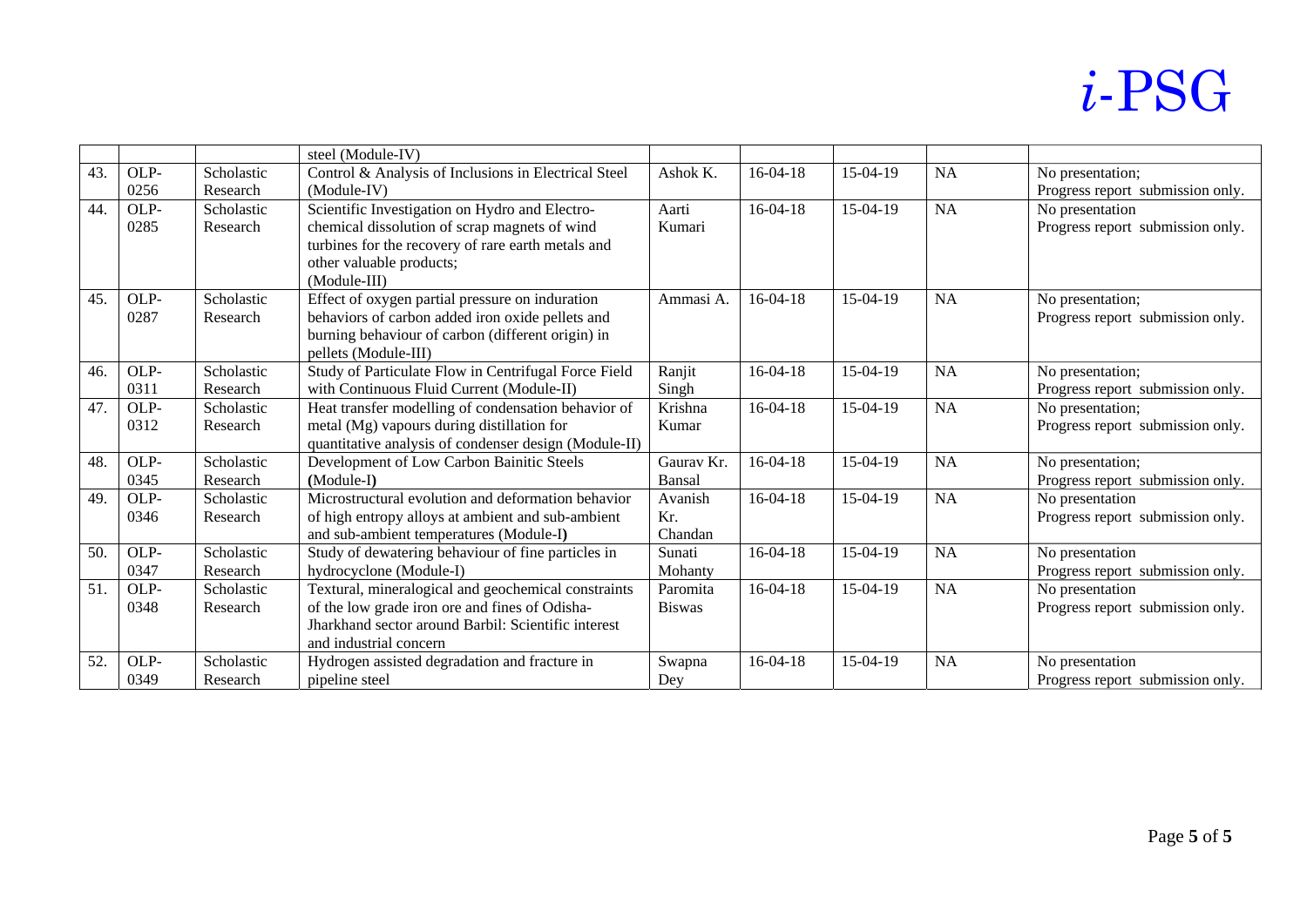| | | | | | | | | |
|---|---|---|---|---|---|---|---|---|
| | | | steel (Module-IV) | | | | | |
| 43. | OLP-0256 | Scholastic Research | Control & Analysis of Inclusions in Electrical Steel (Module-IV) | Ashok K. | 16-04-18 | 15-04-19 | NA | No presentation; Progress report submission only. |
| 44. | OLP-0285 | Scholastic Research | Scientific Investigation on Hydro and Electro-chemical dissolution of scrap magnets of wind turbines for the recovery of rare earth metals and other valuable products; (Module-III) | Aarti Kumari | 16-04-18 | 15-04-19 | NA | No presentation Progress report submission only. |
| 45. | OLP-0287 | Scholastic Research | Effect of oxygen partial pressure on induration behaviors of carbon added iron oxide pellets and burning behaviour of carbon (different origin) in pellets (Module-III) | Ammasi A. | 16-04-18 | 15-04-19 | NA | No presentation; Progress report submission only. |
| 46. | OLP-0311 | Scholastic Research | Study of Particulate Flow in Centrifugal Force Field with Continuous Fluid Current (Module-II) | Ranjit Singh | 16-04-18 | 15-04-19 | NA | No presentation; Progress report submission only. |
| 47. | OLP-0312 | Scholastic Research | Heat transfer modelling of condensation behavior of metal (Mg) vapours during distillation for quantitative analysis of condenser design (Module-II) | Krishna Kumar | 16-04-18 | 15-04-19 | NA | No presentation; Progress report submission only. |
| 48. | OLP-0345 | Scholastic Research | Development of Low Carbon Bainitic Steels **(**Module-I**)** | Gaurav Kr. Bansal | 16-04-18 | 15-04-19 | NA | No presentation; Progress report submission only. |
| 49. | OLP-0346 | Scholastic Research | Microstructural evolution and deformation behavior of high entropy alloys at ambient and sub-ambient temperatures (Module-I**)** | Avanish Kr. Chandan | 16-04-18 | 15-04-19 | NA | No presentation Progress report submission only. |
| 50. | OLP-0347 | Scholastic Research | Study of dewatering behaviour of fine particles in hydrocyclone (Module-I) | Sunati Mohanty | 16-04-18 | 15-04-19 | NA | No presentation Progress report submission only. |
| 51. | OLP-0348 | Scholastic Research | Textural, mineralogical and geochemical constraints of the low grade iron ore and fines of Odisha-Jharkhand sector around Barbil: Scientific interest and industrial concern | Paromita Biswas | 16-04-18 | 15-04-19 | NA | No presentation Progress report submission only. |
| 52. | OLP-0349 | Scholastic Research | Hydrogen assisted degradation and fracture in pipeline steel | Swapna Dey | 16-04-18 | 15-04-19 | NA | No presentation Progress report submission only. |